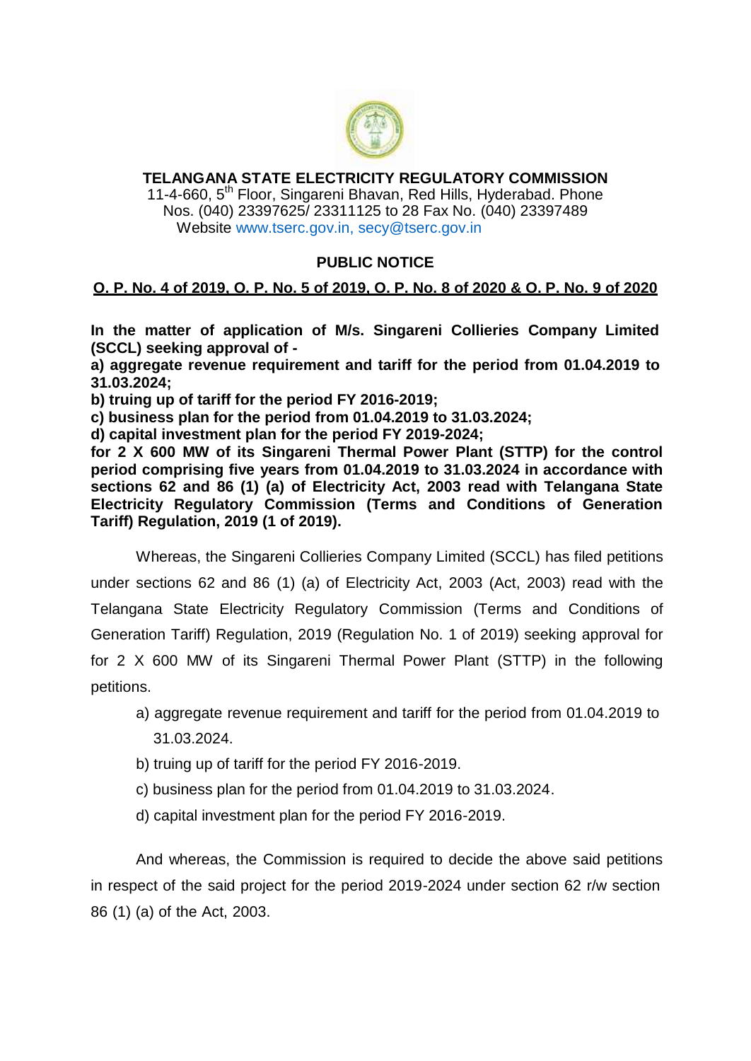**TELANGANA STATE ELECTRICITY REGULATORY COMMISSION**

11-4-660, 5th Floor, Singareni Bhavan, Red Hills, Hyderabad. Phone Nos. (040) 23397625/ 23311125 to 28 Fax No. (040) 23397489

Website www.tserc.gov.in, secy@tserc.gov.in

## PUBLIC NOTICE

**O. P. No. 4 of 2019, O. P. No. 5 of 2019, O. P. No. 8 of 2020 & O. P. No. 9 of 2020**

**In the matter of application of M/s. Singareni Collieries Company Limited (SCCL) seeking approval of -**

**a) aggregate revenue requirement and tariff for the period from 01.04.2019 to 31.03.2024;**

**b) truing up of tariff for the period FY 2016-2019;**

**c) business plan for the period from 01.04.2019 to 31.03.2024;**

**d) capital investment plan for the period FY 2019-2024;**

**for 2 X 600 MW of its Singareni Thermal Power Plant (STTP) for the control period comprising five years from 01.04.2019 to 31.03.2024 in accordance with sections 62 and 86 (1) (a) of Electricity Act, 2003 read with Telangana State Electricity Regulatory Commission (Terms and Conditions of Generation Tariff) Regulation, 2019 (1 of 2019).**

Whereas, the Singareni Collieries Company Limited (SCCL) has filed petitions under sections 62 and 86 (1) (a) of Electricity Act, 2003 (Act, 2003) read with the Telangana State Electricity Regulatory Commission (Terms and Conditions of Generation Tariff) Regulation, 2019 (Regulation No. 1 of 2019) seeking approval for for 2 X 600 MW of its Singareni Thermal Power Plant (STTP) in the following petitions.

a) aggregate revenue requirement and tariff for the period from 01.04.2019 to 31.03.2024.

b) truing up of tariff for the period FY 2016-2019.

c) business plan for the period from 01.04.2019 to 31.03.2024.

d) capital investment plan for the period FY 2016-2019.

And whereas, the Commission is required to decide the above said petitions in respect of the said project for the period 2019-2024 under section 62 r/w section 86 (1) (a) of the Act, 2003.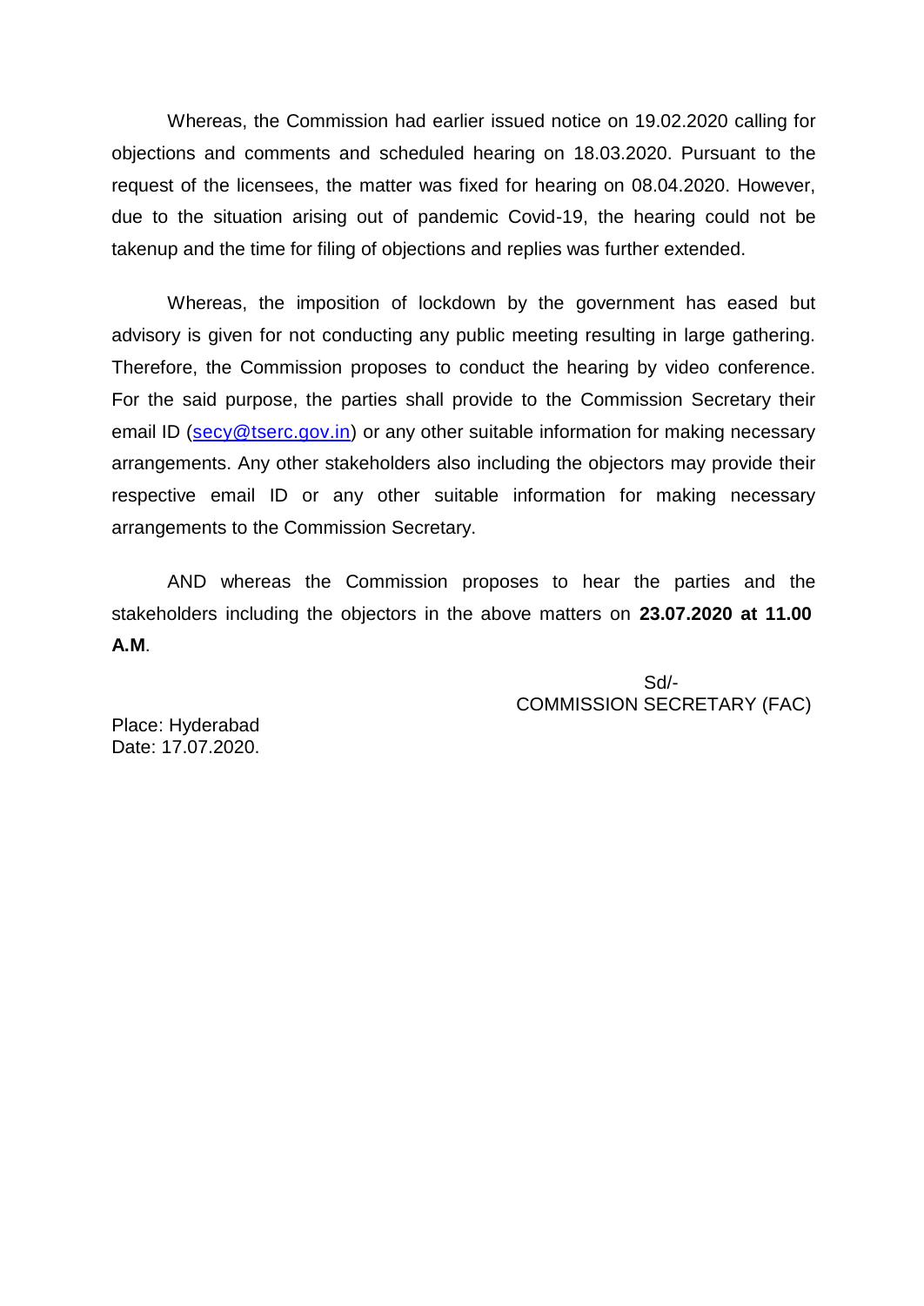Whereas, the Commission had earlier issued notice on 19.02.2020 calling for objections and comments and scheduled hearing on 18.03.2020. Pursuant to the request of the licensees, the matter was fixed for hearing on 08.04.2020. However, due to the situation arising out of pandemic Covid-19, the hearing could not be takenup and the time for filing of objections and replies was further extended.

Whereas, the imposition of lockdown by the government has eased but advisory is given for not conducting any public meeting resulting in large gathering. Therefore, the Commission proposes to conduct the hearing by video conference. For the said purpose, the parties shall provide to the Commission Secretary their email ID (secy@tserc.gov.in) or any other suitable information for making necessary arrangements. Any other stakeholders also including the objectors may provide their respective email ID or any other suitable information for making necessary arrangements to the Commission Secretary.

AND whereas the Commission proposes to hear the parties and the stakeholders including the objectors in the above matters on **23.07.2020 at 11.00 A.M**.

Sd/-
COMMISSION SECRETARY (FAC)

Place: Hyderabad
Date: 17.07.2020.